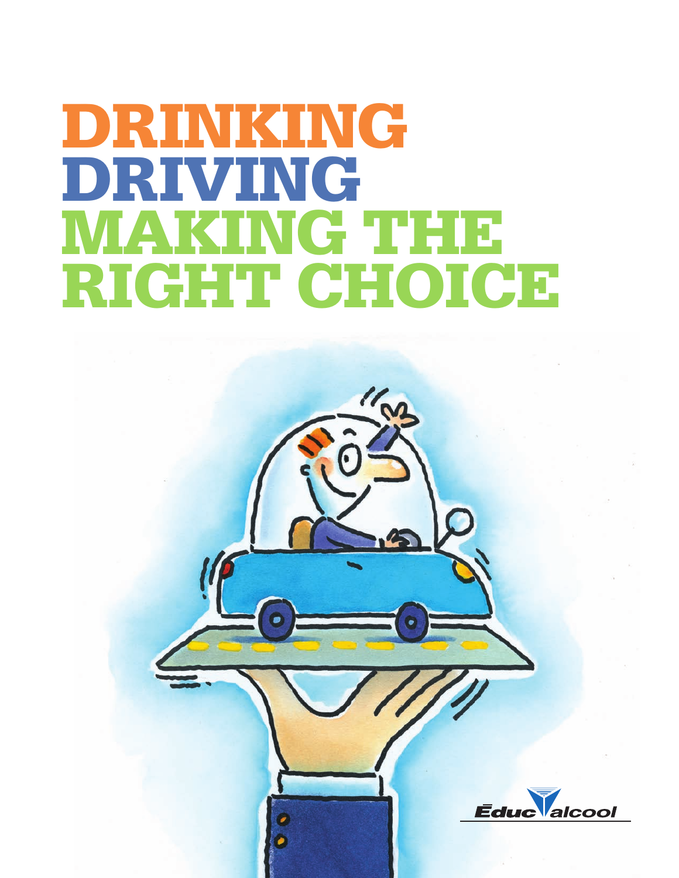# DRINKING DRIVING MAKING THE RIGHT CHOICE

Éduc'alcool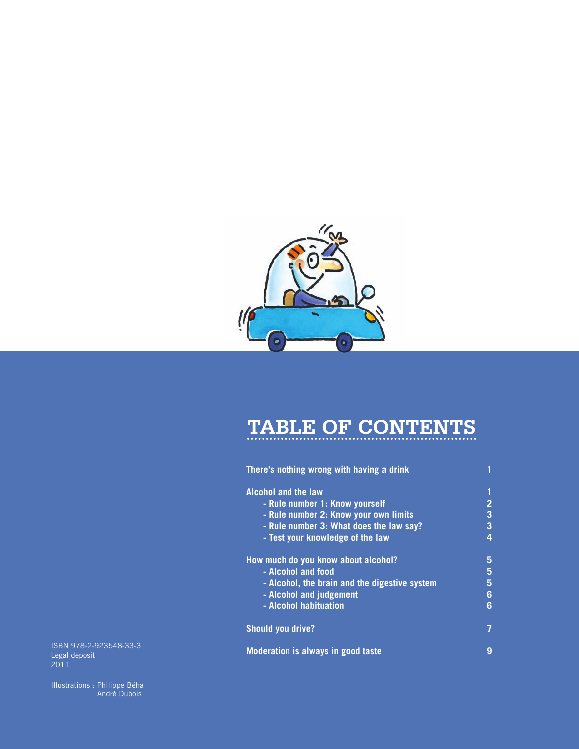# TABLE OF CONTENTS

| | |
|---|---|
| **There's nothing wrong with having a drink** | **1** |
| **Alcohol and the law** | **1** |
| **- Rule number 1: Know yourself** | **2** |
| **- Rule number 2: Know your own limits** | **3** |
| **- Rule number 3: What does the law say?** | **3** |
| **- Test your knowledge of the law** | **4** |
| **How much do you know about alcohol?** | **5** |
| **- Alcohol and food** | **5** |
| **- Alcohol, the brain and the digestive system** | **5** |
| **- Alcohol and judgement** | **6** |
| **- Alcohol habituation** | **6** |
| **Should you drive?** | **7** |
| **Moderation is always in good taste** | **9** |

ISBN 978-2-923548-33-3
Legal deposit
2011

Illustrations : Philippe Béha
André Dubois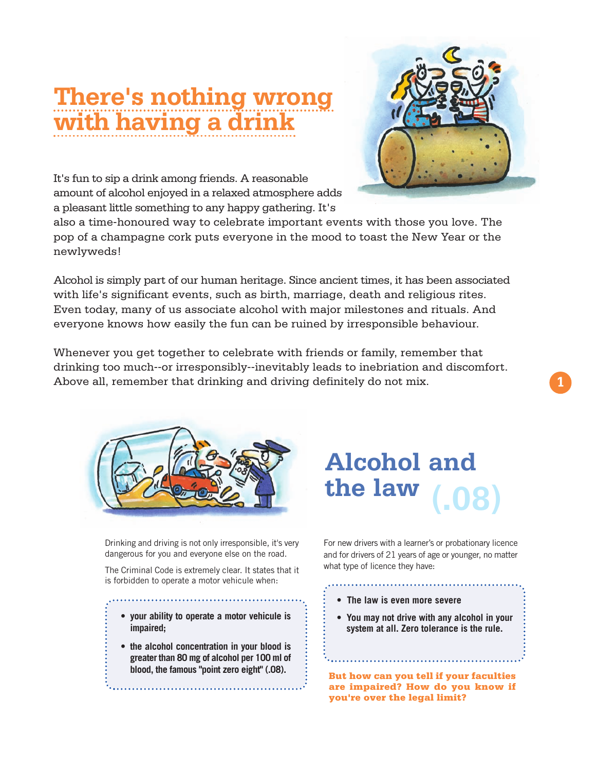# There's nothing wrong with having a drink

It's fun to sip a drink among friends. A reasonable amount of alcohol enjoyed in a relaxed atmosphere adds a pleasant little something to any happy gathering. It's also a time-honoured way to celebrate important events with those you love. The pop of a champagne cork puts everyone in the mood to toast the New Year or the newlyweds!

Alcohol is simply part of our human heritage. Since ancient times, it has been associated with life's significant events, such as birth, marriage, death and religious rites. Even today, many of us associate alcohol with major milestones and rituals. And everyone knows how easily the fun can be ruined by irresponsible behaviour.

Whenever you get together to celebrate with friends or family, remember that drinking too much--or irresponsibly--inevitably leads to inebriation and discomfort. Above all, remember that drinking and driving definitely do not mix.

# Alcohol and the law (.08)

Drinking and driving is not only irresponsible, it's very dangerous for you and everyone else on the road.

The Criminal Code is extremely clear. It states that it is forbidden to operate a motor vehicule when:

- **your ability to operate a motor vehicule is impaired;**
- **the alcohol concentration in your blood is greater than 80 mg of alcohol per 100 ml of blood, the famous "point zero eight" (.08).**

For new drivers with a learner's or probationary licence and for drivers of 21 years of age or younger, no matter what type of licence they have:

- **The law is even more severe**
- **You may not drive with any alcohol in your system at all. Zero tolerance is the rule.**

**But how can you tell if your faculties are impaired? How do you know if you're over the legal limit?**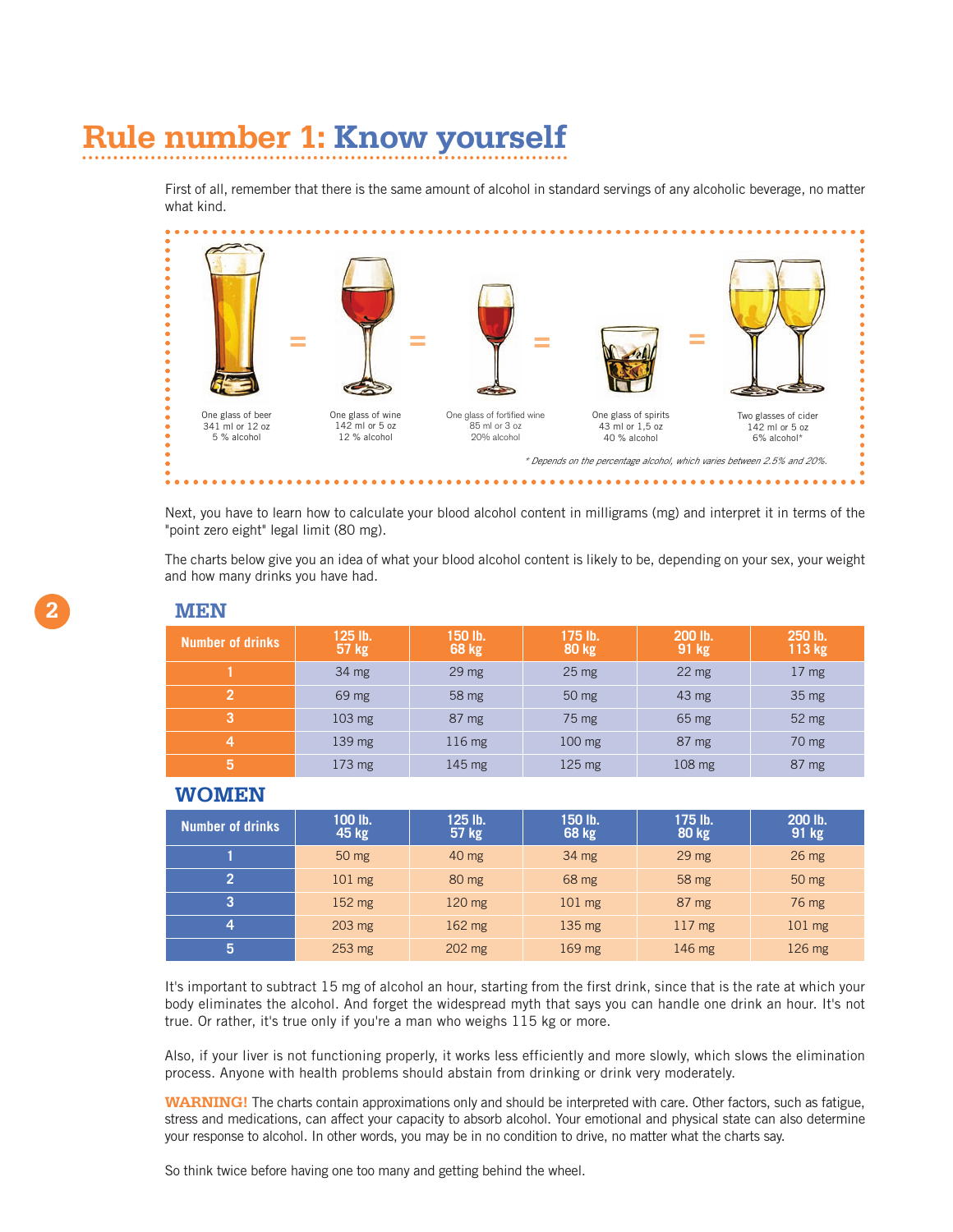# Rule number 1: Know yourself

First of all, remember that there is the same amount of alcohol in standard servings of any alcoholic beverage, no matter what kind.

One glass of beer 341 ml or 12 oz 5 % alcohol = One glass of wine 142 ml or 5 oz 12 % alcohol = One glass of fortified wine 85 ml or 3 oz 20% alcohol = One glass of spirits 43 ml or 1,5 oz 40 % alcohol = Two glasses of cider 142 ml or 5 oz 6% alcohol*

*\* Depends on the percentage alcohol, which varies between 2.5% and 20%.*

Next, you have to learn how to calculate your blood alcohol content in milligrams (mg) and interpret it in terms of the "point zero eight" legal limit (80 mg).

The charts below give you an idea of what your blood alcohol content is likely to be, depending on your sex, your weight and how many drinks you have had.

## MEN

| Number of drinks | 125 lb. 57 kg | 150 lb. 68 kg | 175 lb. 80 kg | 200 lb. 91 kg | 250 lb. 113 kg |
|---|---|---|---|---|---|
| 1 | 34 mg | 29 mg | 25 mg | 22 mg | 17 mg |
| 2 | 69 mg | 58 mg | 50 mg | 43 mg | 35 mg |
| 3 | 103 mg | 87 mg | 75 mg | 65 mg | 52 mg |
| 4 | 139 mg | 116 mg | 100 mg | 87 mg | 70 mg |
| 5 | 173 mg | 145 mg | 125 mg | 108 mg | 87 mg |

## WOMEN

| Number of drinks | 100 lb. 45 kg | 125 lb. 57 kg | 150 lb. 68 kg | 175 lb. 80 kg | 200 lb. 91 kg |
|---|---|---|---|---|---|
| 1 | 50 mg | 40 mg | 34 mg | 29 mg | 26 mg |
| 2 | 101 mg | 80 mg | 68 mg | 58 mg | 50 mg |
| 3 | 152 mg | 120 mg | 101 mg | 87 mg | 76 mg |
| 4 | 203 mg | 162 mg | 135 mg | 117 mg | 101 mg |
| 5 | 253 mg | 202 mg | 169 mg | 146 mg | 126 mg |

It's important to subtract 15 mg of alcohol an hour, starting from the first drink, since that is the rate at which your body eliminates the alcohol. And forget the widespread myth that says you can handle one drink an hour. It's not true. Or rather, it's true only if you're a man who weighs 115 kg or more.

Also, if your liver is not functioning properly, it works less efficiently and more slowly, which slows the elimination process. Anyone with health problems should abstain from drinking or drink very moderately.

**WARNING!** The charts contain approximations only and should be interpreted with care. Other factors, such as fatigue, stress and medications, can affect your capacity to absorb alcohol. Your emotional and physical state can also determine your response to alcohol. In other words, you may be in no condition to drive, no matter what the charts say.

So think twice before having one too many and getting behind the wheel.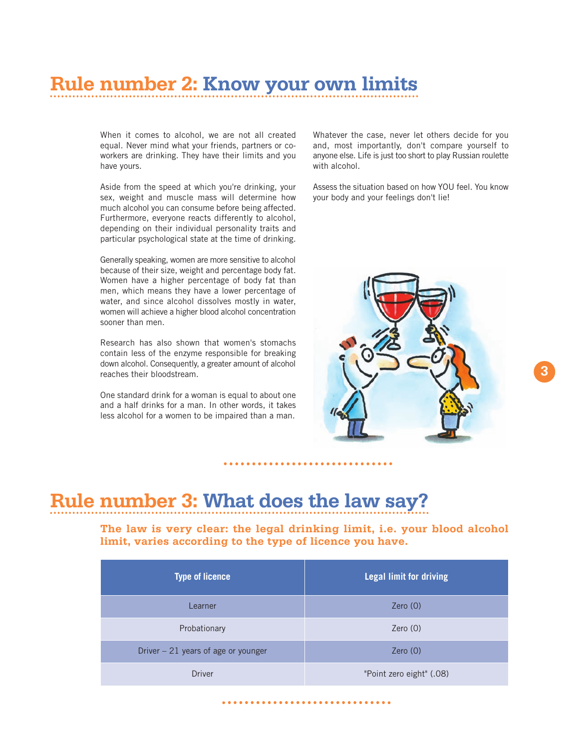# Rule number 2: Know your own limits

When it comes to alcohol, we are not all created equal. Never mind what your friends, partners or co-workers are drinking. They have their limits and you have yours.

Aside from the speed at which you're drinking, your sex, weight and muscle mass will determine how much alcohol you can consume before being affected. Furthermore, everyone reacts differently to alcohol, depending on their individual personality traits and particular psychological state at the time of drinking.

Generally speaking, women are more sensitive to alcohol because of their size, weight and percentage body fat. Women have a higher percentage of body fat than men, which means they have a lower percentage of water, and since alcohol dissolves mostly in water, women will achieve a higher blood alcohol concentration sooner than men.

Research has also shown that women's stomachs contain less of the enzyme responsible for breaking down alcohol. Consequently, a greater amount of alcohol reaches their bloodstream.

One standard drink for a woman is equal to about one and a half drinks for a man. In other words, it takes less alcohol for a women to be impaired than a man.

Whatever the case, never let others decide for you and, most importantly, don't compare yourself to anyone else. Life is just too short to play Russian roulette with alcohol.

Assess the situation based on how YOU feel. You know your body and your feelings don't lie!

# Rule number 3: What does the law say?

**The law is very clear: the legal drinking limit, i.e. your blood alcohol limit, varies according to the type of licence you have.**

| Type of licence | Legal limit for driving |
|---|---|
| Learner | Zero (0) |
| Probationary | Zero (0) |
| Driver – 21 years of age or younger | Zero (0) |
| Driver | "Point zero eight" (.08) |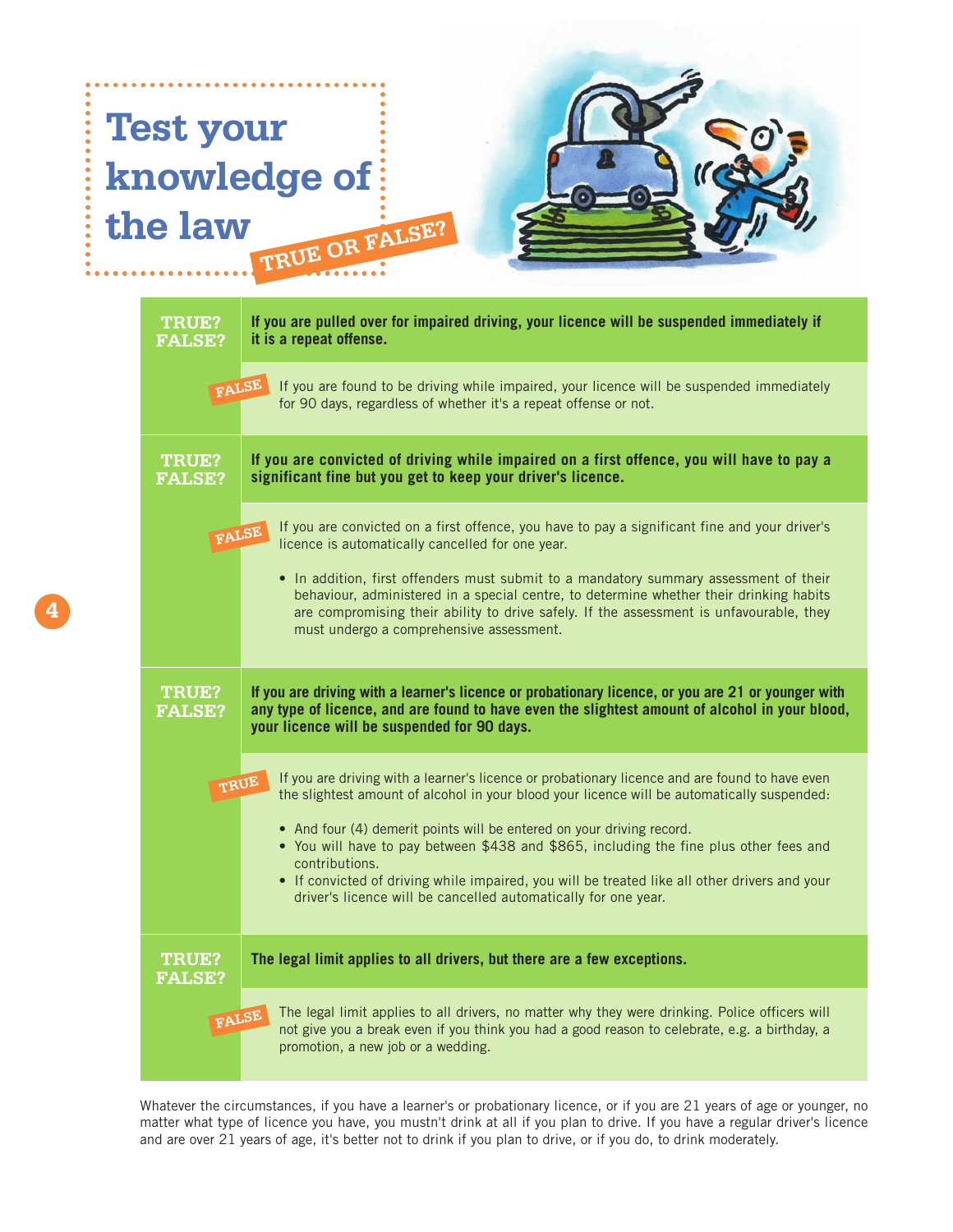# Test your knowledge of the law

TRUE OR FALSE?

**TRUE? FALSE?** **If you are pulled over for impaired driving, your licence will be suspended immediately if it is a repeat offense.**

**FALSE** If you are found to be driving while impaired, your licence will be suspended immediately for 90 days, regardless of whether it's a repeat offense or not.

**TRUE? FALSE?** **If you are convicted of driving while impaired on a first offence, you will have to pay a significant fine but you get to keep your driver's licence.**

**FALSE** If you are convicted on a first offence, you have to pay a significant fine and your driver's licence is automatically cancelled for one year.

- In addition, first offenders must submit to a mandatory summary assessment of their behaviour, administered in a special centre, to determine whether their drinking habits are compromising their ability to drive safely. If the assessment is unfavourable, they must undergo a comprehensive assessment.

**TRUE? FALSE?** **If you are driving with a learner's licence or probationary licence, or you are 21 or younger with any type of licence, and are found to have even the slightest amount of alcohol in your blood, your licence will be suspended for 90 days.**

**TRUE** If you are driving with a learner's licence or probationary licence and are found to have even the slightest amount of alcohol in your blood your licence will be automatically suspended:

- And four (4) demerit points will be entered on your driving record.
- You will have to pay between $438 and $865, including the fine plus other fees and contributions.
- If convicted of driving while impaired, you will be treated like all other drivers and your driver's licence will be cancelled automatically for one year.

**TRUE? FALSE?** **The legal limit applies to all drivers, but there are a few exceptions.**

**FALSE** The legal limit applies to all drivers, no matter why they were drinking. Police officers will not give you a break even if you think you had a good reason to celebrate, e.g. a birthday, a promotion, a new job or a wedding.

Whatever the circumstances, if you have a learner's or probationary licence, or if you are 21 years of age or younger, no matter what type of licence you have, you mustn't drink at all if you plan to drive. If you have a regular driver's licence and are over 21 years of age, it's better not to drink if you plan to drive, or if you do, to drink moderately.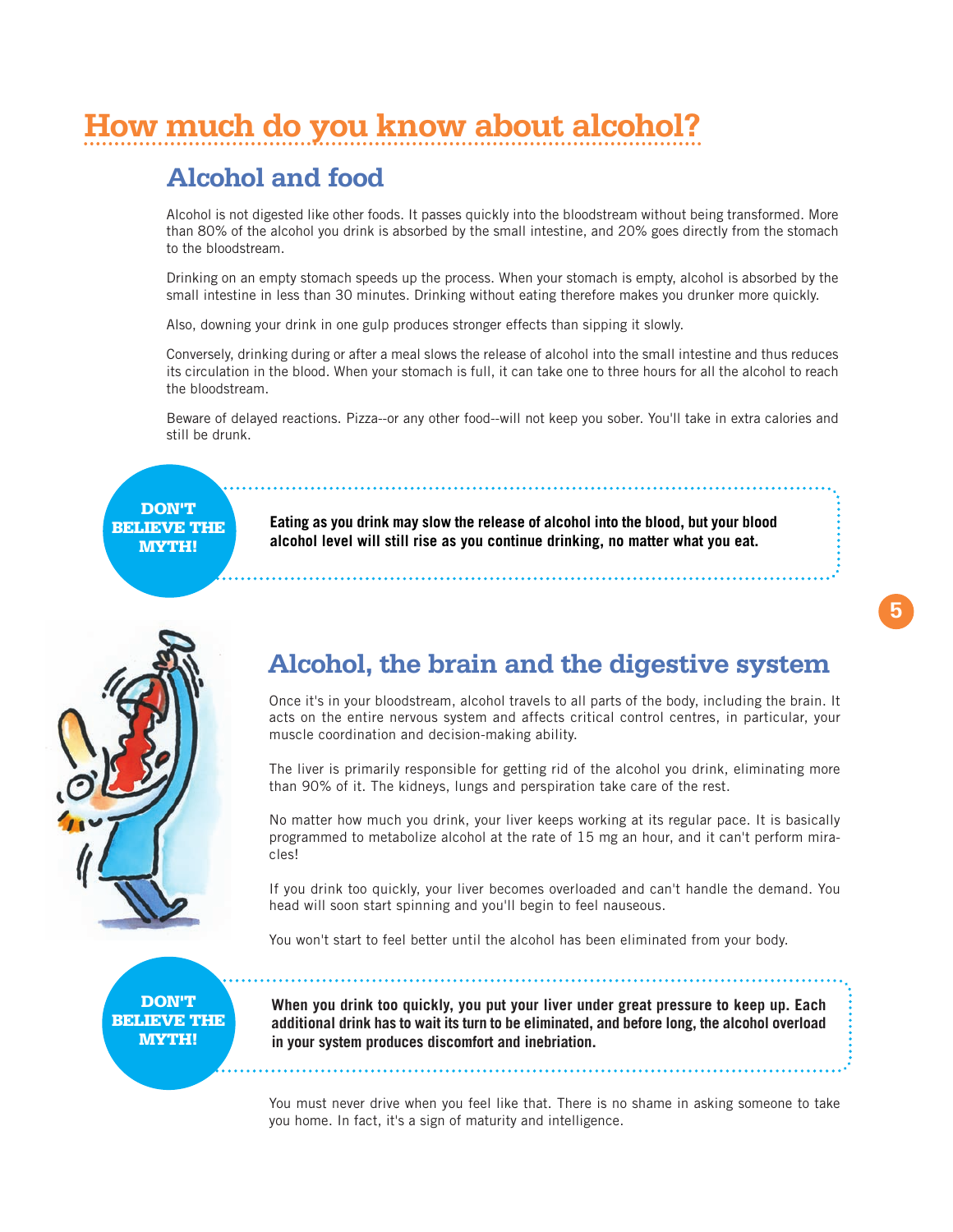# How much do you know about alcohol?

## Alcohol and food

Alcohol is not digested like other foods. It passes quickly into the bloodstream without being transformed. More than 80% of the alcohol you drink is absorbed by the small intestine, and 20% goes directly from the stomach to the bloodstream.

Drinking on an empty stomach speeds up the process. When your stomach is empty, alcohol is absorbed by the small intestine in less than 30 minutes. Drinking without eating therefore makes you drunker more quickly.

Also, downing your drink in one gulp produces stronger effects than sipping it slowly.

Conversely, drinking during or after a meal slows the release of alcohol into the small intestine and thus reduces its circulation in the blood. When your stomach is full, it can take one to three hours for all the alcohol to reach the bloodstream.

Beware of delayed reactions. Pizza--or any other food--will not keep you sober. You'll take in extra calories and still be drunk.

**DON'T BELIEVE THE MYTH!**

**Eating as you drink may slow the release of alcohol into the blood, but your blood alcohol level will still rise as you continue drinking, no matter what you eat.**

## Alcohol, the brain and the digestive system

Once it's in your bloodstream, alcohol travels to all parts of the body, including the brain. It acts on the entire nervous system and affects critical control centres, in particular, your muscle coordination and decision-making ability.

The liver is primarily responsible for getting rid of the alcohol you drink, eliminating more than 90% of it. The kidneys, lungs and perspiration take care of the rest.

No matter how much you drink, your liver keeps working at its regular pace. It is basically programmed to metabolize alcohol at the rate of 15 mg an hour, and it can't perform miracles!

If you drink too quickly, your liver becomes overloaded and can't handle the demand. You head will soon start spinning and you'll begin to feel nauseous.

You won't start to feel better until the alcohol has been eliminated from your body.

**DON'T BELIEVE THE MYTH!**

**When you drink too quickly, you put your liver under great pressure to keep up. Each additional drink has to wait its turn to be eliminated, and before long, the alcohol overload in your system produces discomfort and inebriation.**

You must never drive when you feel like that. There is no shame in asking someone to take you home. In fact, it's a sign of maturity and intelligence.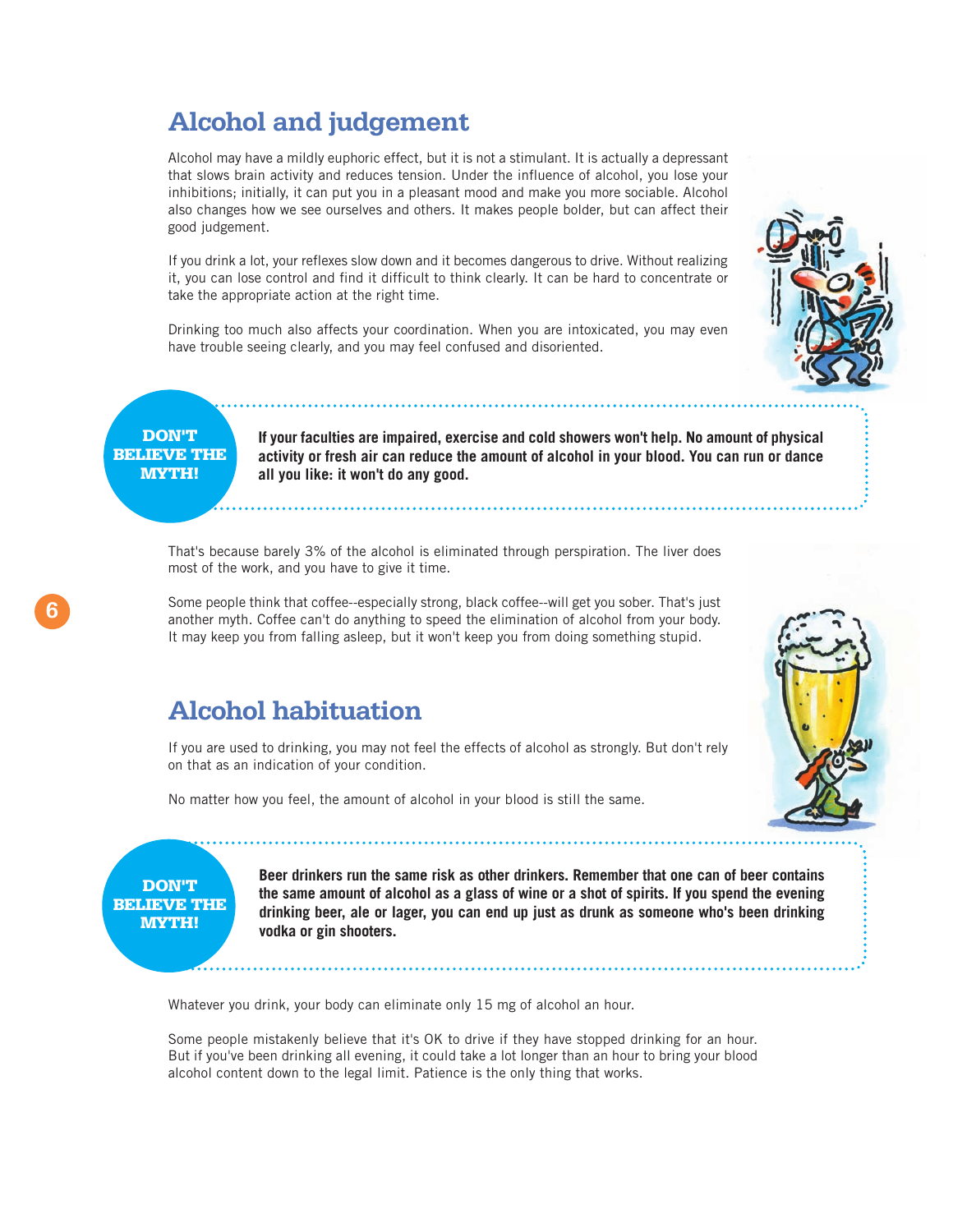## Alcohol and judgement

Alcohol may have a mildly euphoric effect, but it is not a stimulant. It is actually a depressant that slows brain activity and reduces tension. Under the influence of alcohol, you lose your inhibitions; initially, it can put you in a pleasant mood and make you more sociable. Alcohol also changes how we see ourselves and others. It makes people bolder, but can affect their good judgement.

If you drink a lot, your reflexes slow down and it becomes dangerous to drive. Without realizing it, you can lose control and find it difficult to think clearly. It can be hard to concentrate or take the appropriate action at the right time.

Drinking too much also affects your coordination. When you are intoxicated, you may even have trouble seeing clearly, and you may feel confused and disoriented.

**DON'T BELIEVE THE MYTH!**

**If your faculties are impaired, exercise and cold showers won't help. No amount of physical activity or fresh air can reduce the amount of alcohol in your blood. You can run or dance all you like: it won't do any good.**

That's because barely 3% of the alcohol is eliminated through perspiration. The liver does most of the work, and you have to give it time.

Some people think that coffee--especially strong, black coffee--will get you sober. That's just another myth. Coffee can't do anything to speed the elimination of alcohol from your body. It may keep you from falling asleep, but it won't keep you from doing something stupid.

## Alcohol habituation

If you are used to drinking, you may not feel the effects of alcohol as strongly. But don't rely on that as an indication of your condition.

No matter how you feel, the amount of alcohol in your blood is still the same.

**DON'T BELIEVE THE MYTH!**

**Beer drinkers run the same risk as other drinkers. Remember that one can of beer contains the same amount of alcohol as a glass of wine or a shot of spirits. If you spend the evening drinking beer, ale or lager, you can end up just as drunk as someone who's been drinking vodka or gin shooters.**

Whatever you drink, your body can eliminate only 15 mg of alcohol an hour.

Some people mistakenly believe that it's OK to drive if they have stopped drinking for an hour. But if you've been drinking all evening, it could take a lot longer than an hour to bring your blood alcohol content down to the legal limit. Patience is the only thing that works.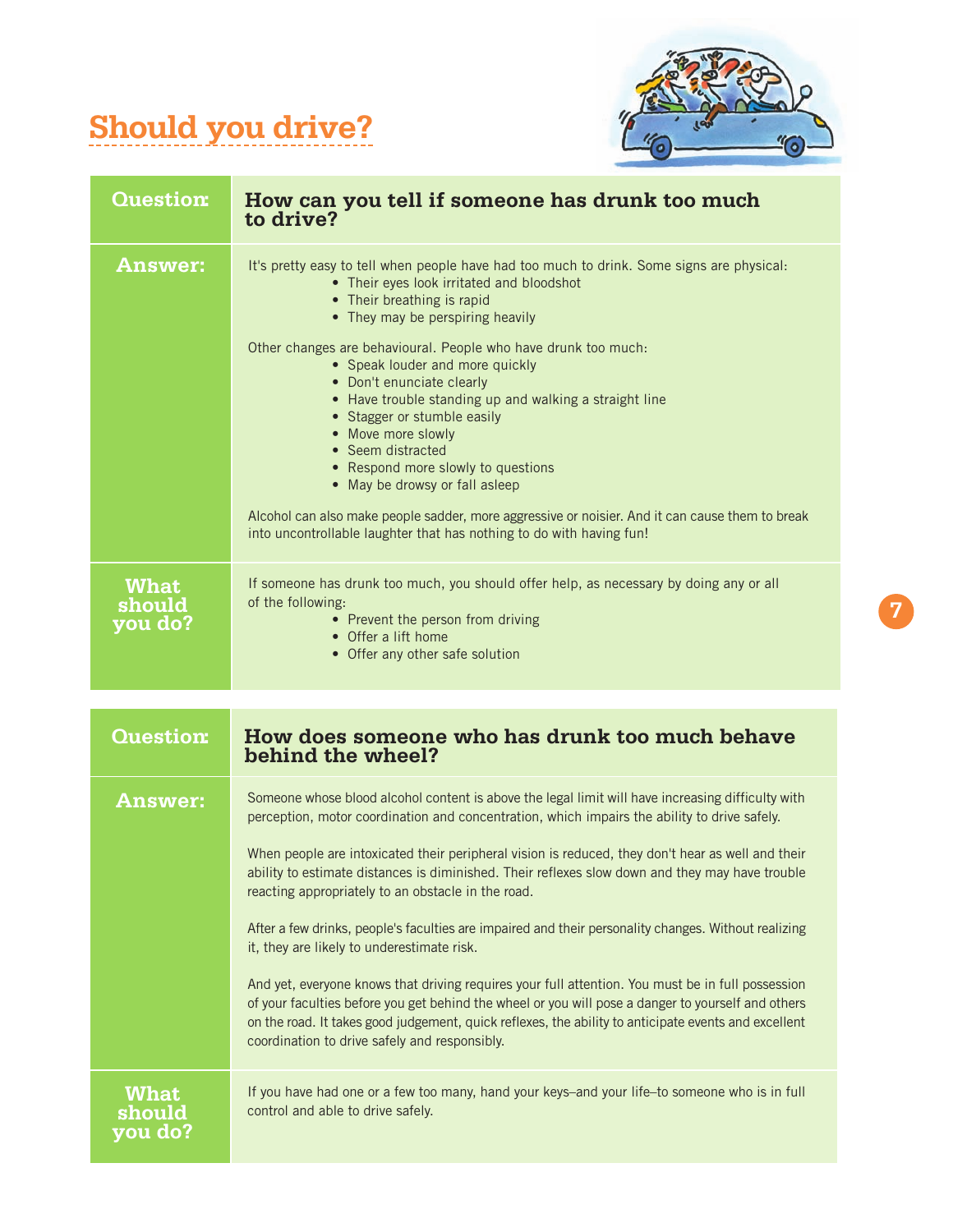# Should you drive?

| Question: | How can you tell if someone has drunk too much to drive? |
|---|---|
| Answer: | It's pretty easy to tell when people have had too much to drink. Some signs are physical:<br>• Their eyes look irritated and bloodshot<br>• Their breathing is rapid<br>• They may be perspiring heavily<br><br>Other changes are behavioural. People who have drunk too much:<br>• Speak louder and more quickly<br>• Don't enunciate clearly<br>• Have trouble standing up and walking a straight line<br>• Stagger or stumble easily<br>• Move more slowly<br>• Seem distracted<br>• Respond more slowly to questions<br>• May be drowsy or fall asleep<br><br>Alcohol can also make people sadder, more aggressive or noisier. And it can cause them to break into uncontrollable laughter that has nothing to do with having fun! |
| What should you do? | If someone has drunk too much, you should offer help, as necessary by doing any or all of the following:<br>• Prevent the person from driving<br>• Offer a lift home<br>• Offer any other safe solution |

| Question: | How does someone who has drunk too much behave behind the wheel? |
|---|---|
| Answer: | Someone whose blood alcohol content is above the legal limit will have increasing difficulty with perception, motor coordination and concentration, which impairs the ability to drive safely.<br><br>When people are intoxicated their peripheral vision is reduced, they don't hear as well and their ability to estimate distances is diminished. Their reflexes slow down and they may have trouble reacting appropriately to an obstacle in the road.<br><br>After a few drinks, people's faculties are impaired and their personality changes. Without realizing it, they are likely to underestimate risk.<br><br>And yet, everyone knows that driving requires your full attention. You must be in full possession of your faculties before you get behind the wheel or you will pose a danger to yourself and others on the road. It takes good judgement, quick reflexes, the ability to anticipate events and excellent coordination to drive safely and responsibly. |
| What should you do? | If you have had one or a few too many, hand your keys–and your life–to someone who is in full control and able to drive safely. |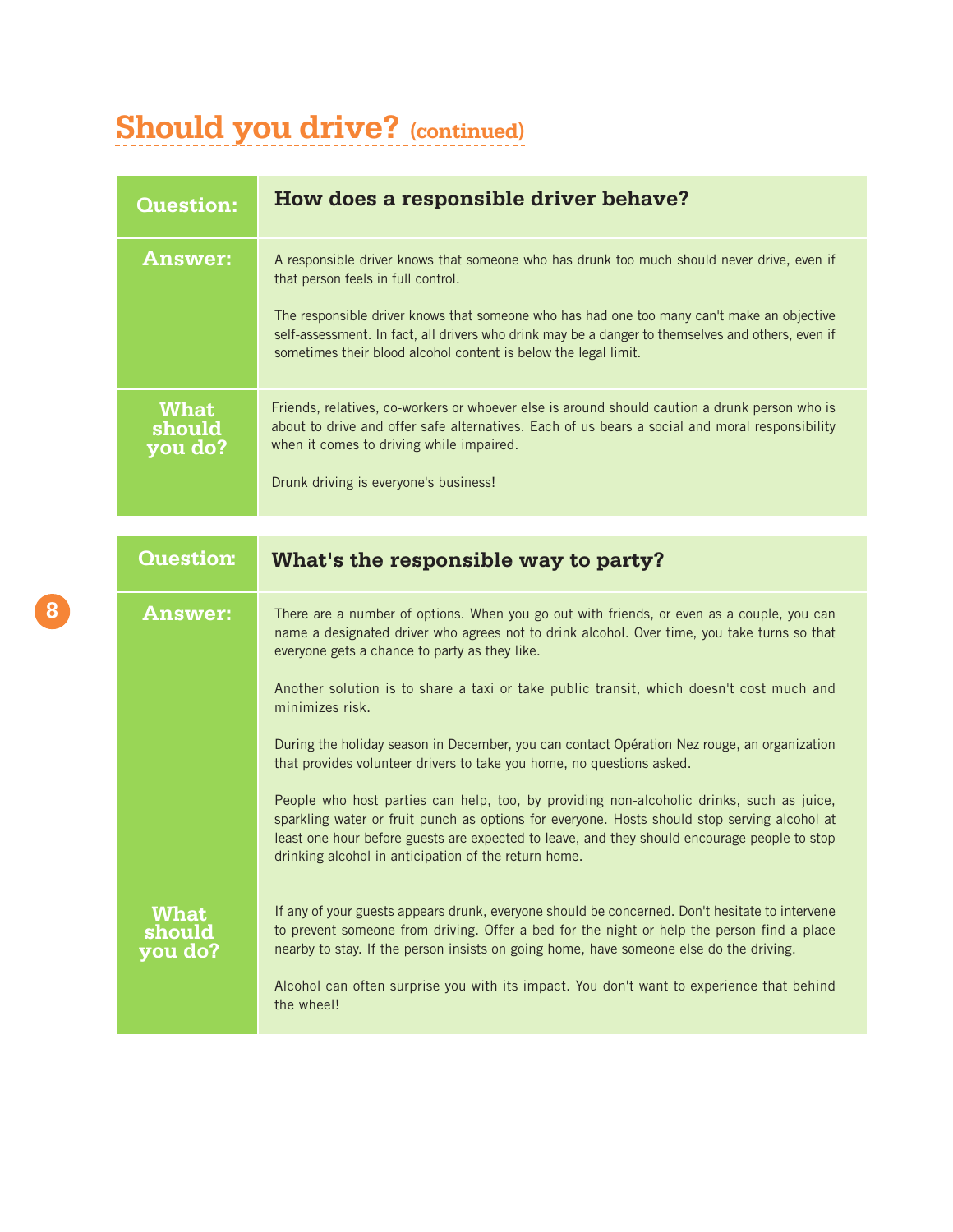## Should you drive? (continued)

| Question: | How does a responsible driver behave? |
| --- | --- |
| Answer: | A responsible driver knows that someone who has drunk too much should never drive, even if that person feels in full control.<br><br>The responsible driver knows that someone who has had one too many can't make an objective self-assessment. In fact, all drivers who drink may be a danger to themselves and others, even if sometimes their blood alcohol content is below the legal limit. |
| What should you do? | Friends, relatives, co-workers or whoever else is around should caution a drunk person who is about to drive and offer safe alternatives. Each of us bears a social and moral responsibility when it comes to driving while impaired.<br><br>Drunk driving is everyone's business! |

| Question: | What's the responsible way to party? |
| --- | --- |
| Answer: | There are a number of options. When you go out with friends, or even as a couple, you can name a designated driver who agrees not to drink alcohol. Over time, you take turns so that everyone gets a chance to party as they like.<br><br>Another solution is to share a taxi or take public transit, which doesn't cost much and minimizes risk.<br><br>During the holiday season in December, you can contact Opération Nez rouge, an organization that provides volunteer drivers to take you home, no questions asked.<br><br>People who host parties can help, too, by providing non-alcoholic drinks, such as juice, sparkling water or fruit punch as options for everyone. Hosts should stop serving alcohol at least one hour before guests are expected to leave, and they should encourage people to stop drinking alcohol in anticipation of the return home. |
| What should you do? | If any of your guests appears drunk, everyone should be concerned. Don't hesitate to intervene to prevent someone from driving. Offer a bed for the night or help the person find a place nearby to stay. If the person insists on going home, have someone else do the driving.<br><br>Alcohol can often surprise you with its impact. You don't want to experience that behind the wheel! |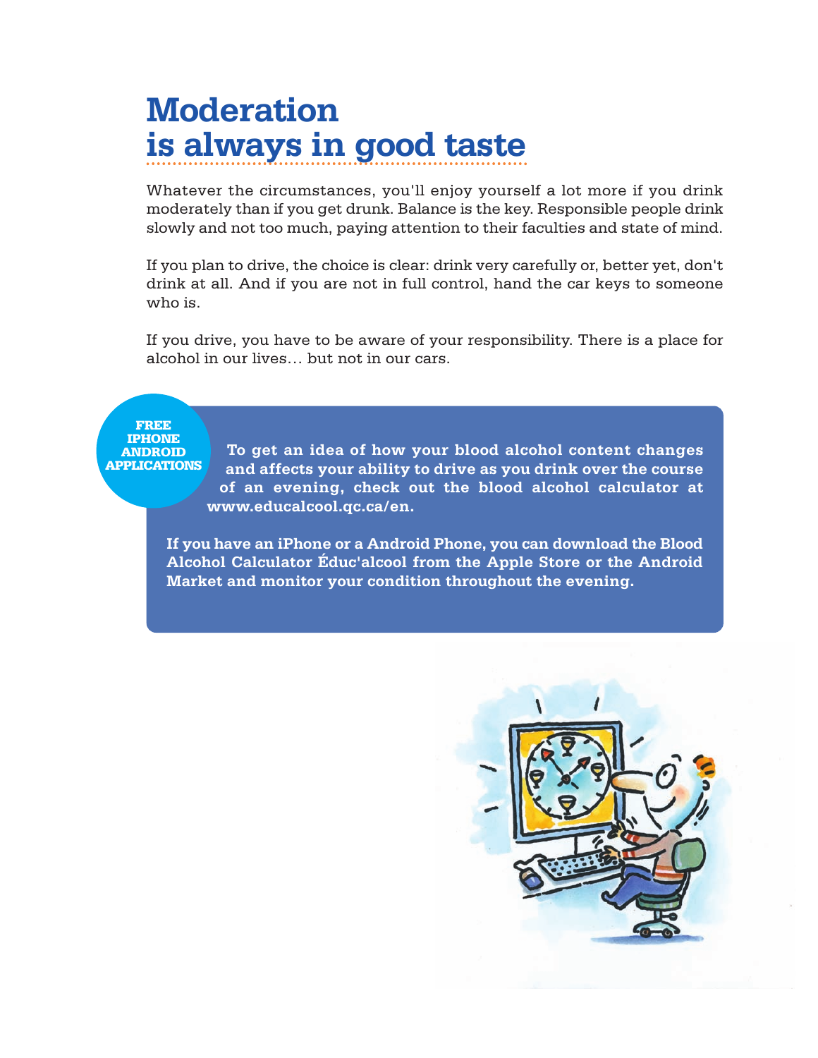# Moderation is always in good taste

Whatever the circumstances, you'll enjoy yourself a lot more if you drink moderately than if you get drunk. Balance is the key. Responsible people drink slowly and not too much, paying attention to their faculties and state of mind.

If you plan to drive, the choice is clear: drink very carefully or, better yet, don't drink at all. And if you are not in full control, hand the car keys to someone who is.

If you drive, you have to be aware of your responsibility. There is a place for alcohol in our lives… but not in our cars.

**FREE IPHONE ANDROID APPLICATIONS**

**To get an idea of how your blood alcohol content changes and affects your ability to drive as you drink over the course of an evening, check out the blood alcohol calculator at www.educalcool.qc.ca/en.**

**If you have an iPhone or a Android Phone, you can download the Blood Alcohol Calculator Éduc'alcool from the Apple Store or the Android Market and monitor your condition throughout the evening.**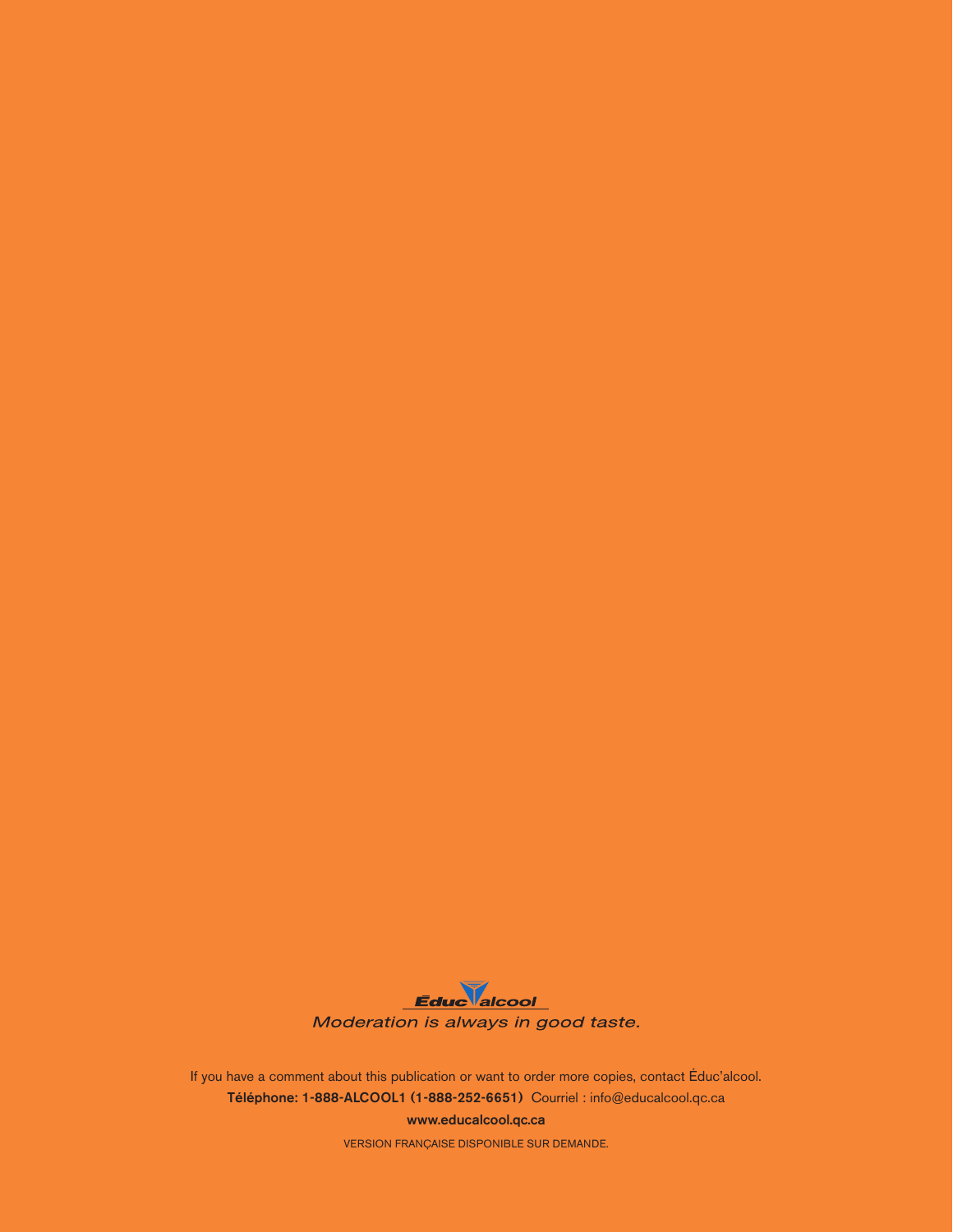Éduc'alcool

*Moderation is always in good taste.*

If you have a comment about this publication or want to order more copies, contact Éduc'alcool.

**Téléphone: 1-888-ALCOOL1 (1-888-252-6651)** Courriel : info@educalcool.qc.ca

**www.educalcool.qc.ca**

VERSION FRANÇAISE DISPONIBLE SUR DEMANDE.